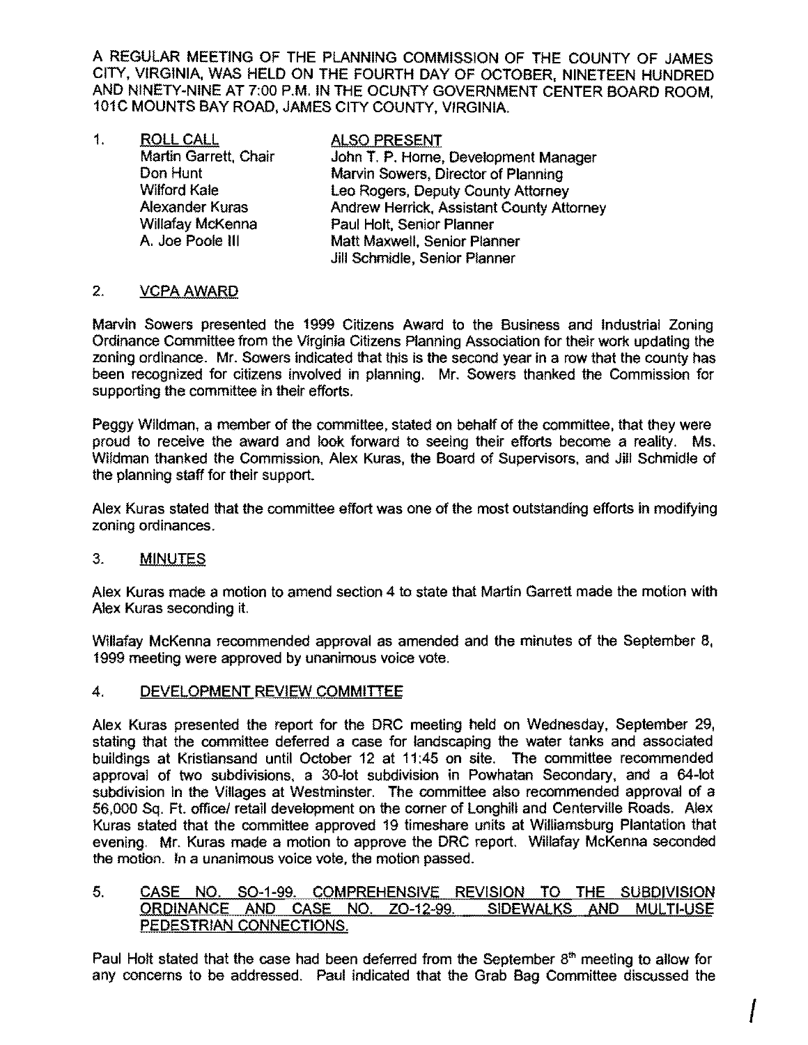A REGULAR MEETING OF THE PLANNING COMMISSION OF THE COUNTY OF JAMES CITY, VIRGINIA, WAS HELD ON THE FOURTH DAY OF OCTOBER, NINETEEN HUNDRED AND NINETY-NINE AT 7:00 P.M. IN THE OCUNTY GOVERNMENT CENTER BOARD ROOM, 101C MOUNTS BAY ROAD, JAMES CITY COUNTY, VIRGINIA.

1. ROLL CALL

| ROLL CALL | ALSO PRESENT |
|---|---|
| Martin Garrett, Chair | John T. P. Horne, Development Manager |
| Don Hunt | Marvin Sowers, Director of Planning |
| Wilford Kale | Leo Rogers, Deputy County Attorney |
| Alexander Kuras | Andrew Herrick, Assistant County Attorney |
| Willafay McKenna | Paul Holt, Senior Planner |
| A. Joe Poole III | Matt Maxwell, Senior Planner |
| | Jill Schmidle, Senior Planner |

2. VCPA AWARD

Marvin Sowers presented the 1999 Citizens Award to the Business and Industrial Zoning Ordinance Committee from the Virginia Citizens Planning Association for their work updating the zoning ordinance. Mr. Sowers indicated that this is the second year in a row that the county has been recognized for citizens involved in planning. Mr. Sowers thanked the Commission for supporting the committee in their efforts.

Peggy Wildman, a member of the committee, stated on behalf of the committee, that they were proud to receive the award and look forward to seeing their efforts become a reality. Ms. Wildman thanked the Commission, Alex Kuras, the Board of Supervisors, and Jill Schmidle of the planning staff for their support.

Alex Kuras stated that the committee effort was one of the most outstanding efforts in modifying zoning ordinances.

3. MINUTES

Alex Kuras made a motion to amend section 4 to state that Martin Garrett made the motion with Alex Kuras seconding it.

Willafay McKenna recommended approval as amended and the minutes of the September 8, 1999 meeting were approved by unanimous voice vote.

4. DEVELOPMENT REVIEW COMMITTEE

Alex Kuras presented the report for the DRC meeting held on Wednesday, September 29, stating that the committee deferred a case for landscaping the water tanks and associated buildings at Kristiansand until October 12 at 11:45 on site. The committee recommended approval of two subdivisions, a 30-lot subdivision in Powhatan Secondary, and a 64-lot subdivision in the Villages at Westminster. The committee also recommended approval of a 56,000 Sq. Ft. office/ retail development on the corner of Longhill and Centerville Roads. Alex Kuras stated that the committee approved 19 timeshare units at Williamsburg Plantation that evening. Mr. Kuras made a motion to approve the DRC report. Willafay McKenna seconded the motion. In a unanimous voice vote, the motion passed.

5. CASE NO. SO-1-99. COMPREHENSIVE REVISION TO THE SUBDIVISION ORDINANCE AND CASE NO. ZO-12-99. SIDEWALKS AND MULTI-USE PEDESTRIAN CONNECTIONS.

Paul Holt stated that the case had been deferred from the September 8th meeting to allow for any concerns to be addressed. Paul indicated that the Grab Bag Committee discussed the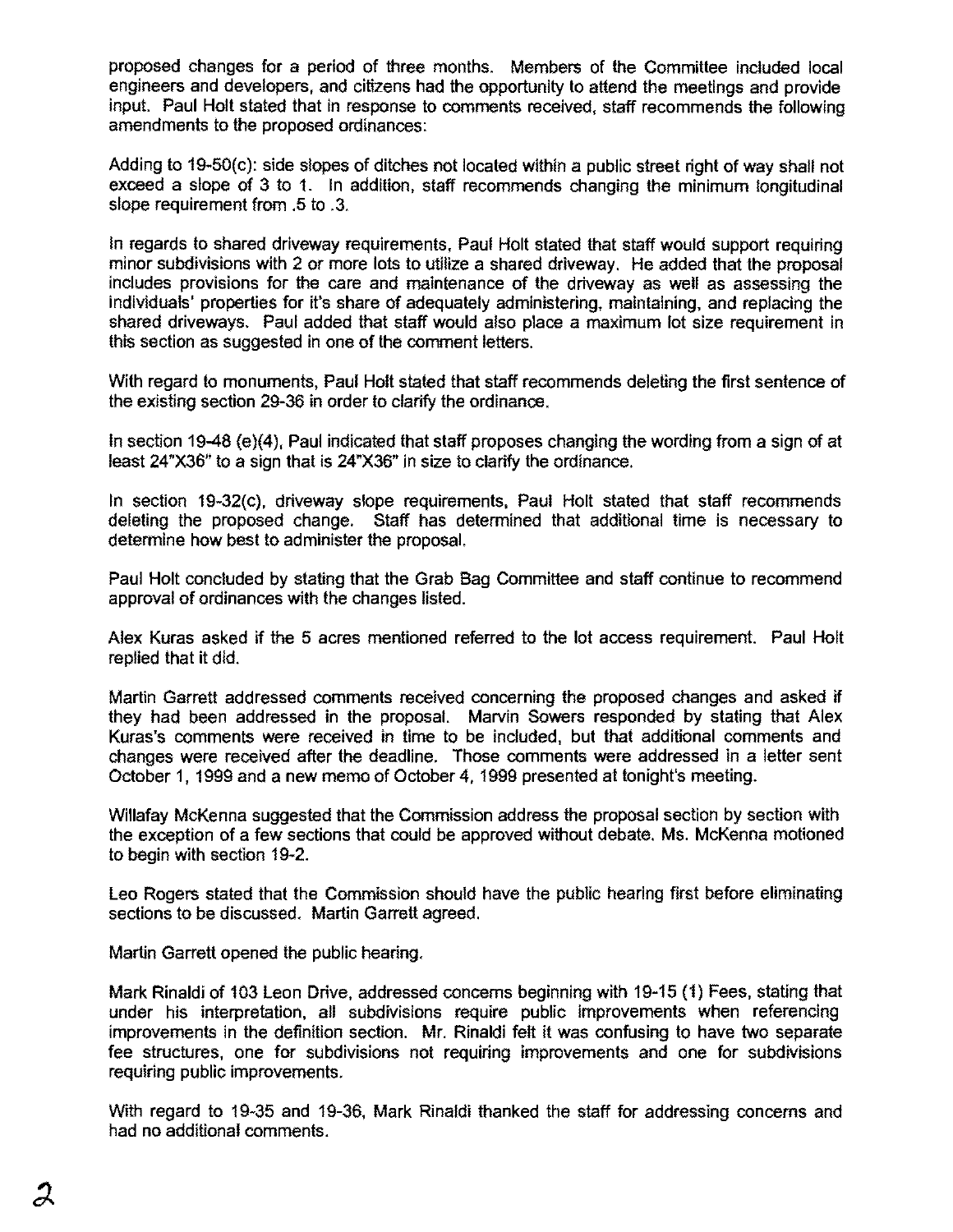proposed changes for a period of three months. Members of the Committee included local engineers and developers, and citizens had the opportunity to attend the meetings and provide input. Paul Holt stated that in response to comments received, staff recommends the following amendments to the proposed ordinances:

Adding to 19-50(c): side slopes of ditches not located within a public street right of way shall not exceed a slope of 3 to 1. In addition, staff recommends changing the minimum longitudinal slope requirement from .5 to .3.

In regards to shared driveway requirements, Paul Holt stated that staff would support requiring minor subdivisions with 2 or more lots to utilize a shared driveway. He added that the proposal includes provisions for the care and maintenance of the driveway as well as assessing the individuals' properties for it's share of adequately administering, maintaining, and replacing the shared driveways. Paul added that staff would also place a maximum lot size requirement in this section as suggested in one of the comment letters.

With regard to monuments, Paul Holt stated that staff recommends deleting the first sentence of the existing section 29-36 in order to clarify the ordinance.

In section 19-48 (e)(4), Paul indicated that staff proposes changing the wording from a sign of at least 24"X36" to a sign that is 24"X36" in size to clarify the ordinance.

In section 19-32(c), driveway slope requirements, Paul Holt stated that staff recommends deleting the proposed change. Staff has determined that additional time is necessary to determine how best to administer the proposal.

Paul Holt concluded by stating that the Grab Bag Committee and staff continue to recommend approval of ordinances with the changes listed.

Alex Kuras asked if the 5 acres mentioned referred to the lot access requirement. Paul Holt replied that it did.

Martin Garrett addressed comments received concerning the proposed changes and asked if they had been addressed in the proposal. Marvin Sowers responded by stating that Alex Kuras's comments were received in time to be included, but that additional comments and changes were received after the deadline. Those comments were addressed in a letter sent October 1, 1999 and a new memo of October 4, 1999 presented at tonight's meeting.

Willafay McKenna suggested that the Commission address the proposal section by section with the exception of a few sections that could be approved without debate. Ms. McKenna motioned to begin with section 19-2.

Leo Rogers stated that the Commission should have the public hearing first before eliminating sections to be discussed. Martin Garrett agreed.

Martin Garrett opened the public hearing.

Mark Rinaldi of 103 Leon Drive, addressed concerns beginning with 19-15 (1) Fees, stating that under his interpretation, all subdivisions require public improvements when referencing improvements in the definition section. Mr. Rinaldi felt it was confusing to have two separate fee structures, one for subdivisions not requiring improvements and one for subdivisions requiring public improvements.

With regard to 19-35 and 19-36, Mark Rinaldi thanked the staff for addressing concerns and had no additional comments.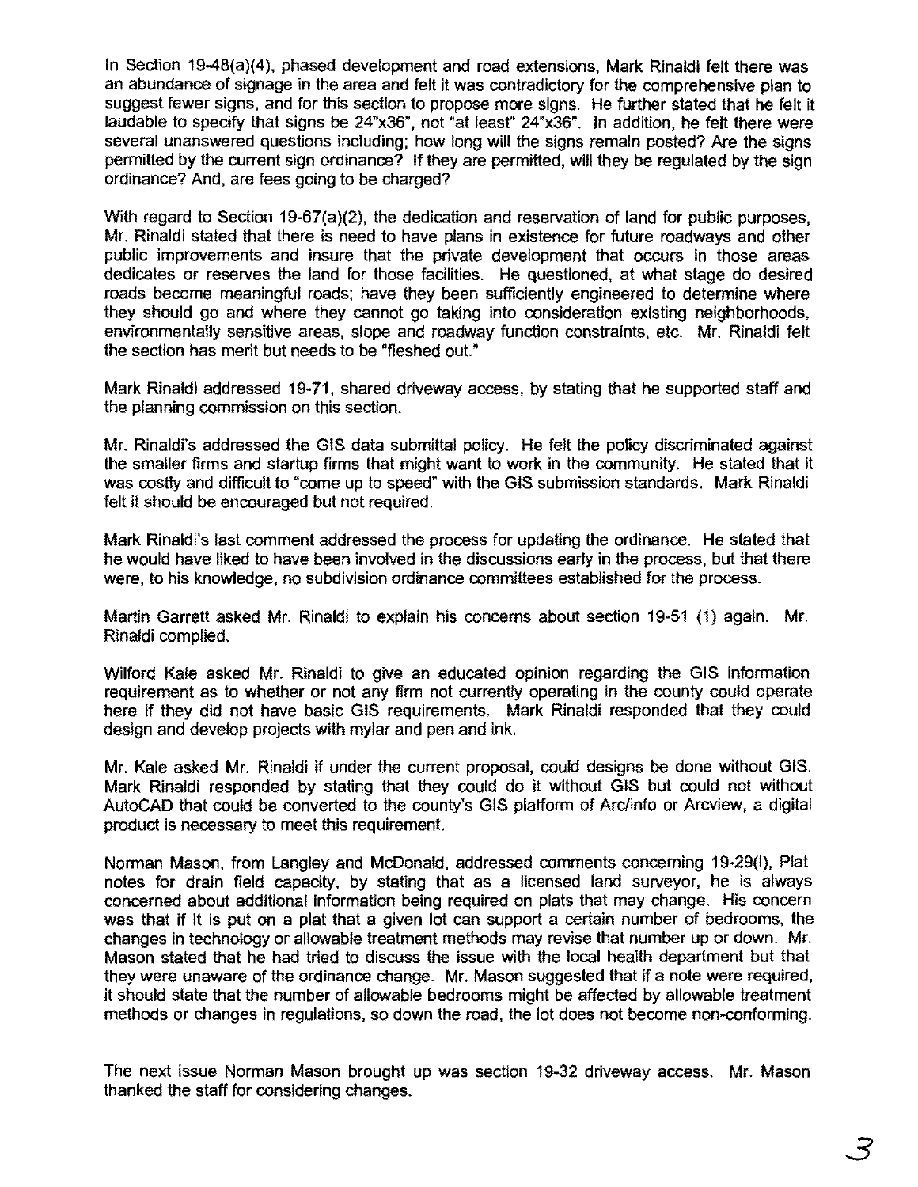In Section 19-48(a)(4), phased development and road extensions, Mark Rinaldi felt there was an abundance of signage in the area and felt it was contradictory for the comprehensive plan to suggest fewer signs, and for this section to propose more signs. He further stated that he felt it laudable to specify that signs be 24"x36", not "at least" 24"x36". In addition, he felt there were several unanswered questions including; how long will the signs remain posted? Are the signs permitted by the current sign ordinance? If they are permitted, will they be regulated by the sign ordinance? And, are fees going to be charged?

With regard to Section 19-67(a)(2), the dedication and reservation of land for public purposes, Mr. Rinaldi stated that there is need to have plans in existence for future roadways and other public improvements and insure that the private development that occurs in those areas dedicates or reserves the land for those facilities. He questioned, at what stage do desired roads become meaningful roads; have they been sufficiently engineered to determine where they should go and where they cannot go taking into consideration existing neighborhoods, environmentally sensitive areas, slope and roadway function constraints, etc. Mr. Rinaldi felt the section has merit but needs to be "fleshed out."

Mark Rinaldi addressed 19-71, shared driveway access, by stating that he supported staff and the planning commission on this section.

Mr. Rinaldi's addressed the GIS data submittal policy. He felt the policy discriminated against the smaller firms and startup firms that might want to work in the community. He stated that it was costly and difficult to "come up to speed" with the GIS submission standards. Mark Rinaldi felt it should be encouraged but not required.

Mark Rinaldi's last comment addressed the process for updating the ordinance. He stated that he would have liked to have been involved in the discussions early in the process, but that there were, to his knowledge, no subdivision ordinance committees established for the process.

Martin Garrett asked Mr. Rinaldi to explain his concerns about section 19-51 (1) again. Mr. Rinaldi complied.

Wilford Kale asked Mr. Rinaldi to give an educated opinion regarding the GIS information requirement as to whether or not any firm not currently operating in the county could operate here if they did not have basic GIS requirements. Mark Rinaldi responded that they could design and develop projects with mylar and pen and ink.

Mr. Kale asked Mr. Rinaldi if under the current proposal, could designs be done without GIS. Mark Rinaldi responded by stating that they could do it without GIS but could not without AutoCAD that could be converted to the county's GIS platform of Arc/info or Arcview, a digital product is necessary to meet this requirement.

Norman Mason, from Langley and McDonald, addressed comments concerning 19-29(l), Plat notes for drain field capacity, by stating that as a licensed land surveyor, he is always concerned about additional information being required on plats that may change. His concern was that if it is put on a plat that a given lot can support a certain number of bedrooms, the changes in technology or allowable treatment methods may revise that number up or down. Mr. Mason stated that he had tried to discuss the issue with the local health department but that they were unaware of the ordinance change. Mr. Mason suggested that if a note were required, it should state that the number of allowable bedrooms might be affected by allowable treatment methods or changes in regulations, so down the road, the lot does not become non-conforming.

The next issue Norman Mason brought up was section 19-32 driveway access. Mr. Mason thanked the staff for considering changes.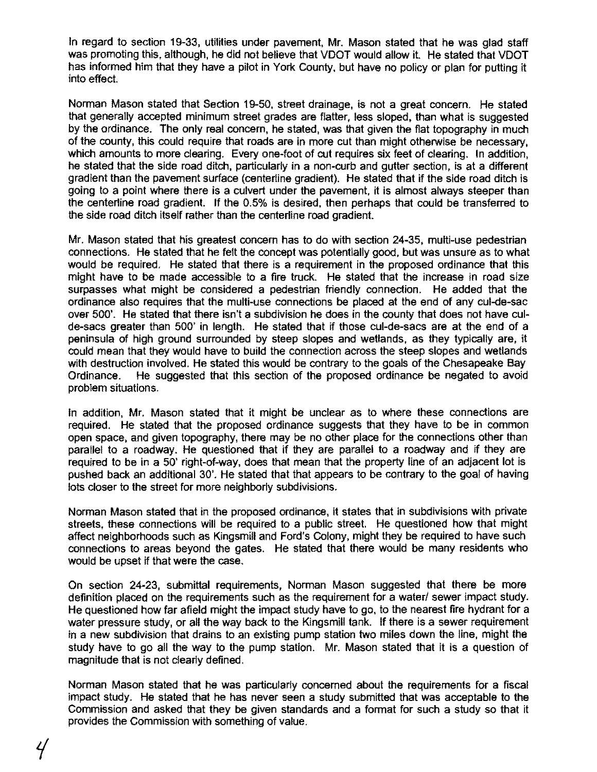In regard to section 19-33, utilities under pavement, Mr. Mason stated that he was glad staff was promoting this, although, he did not believe that VDOT would allow it. He stated that VDOT has informed him that they have a pilot in York County, but have no policy or plan for putting it into effect.

Norman Mason stated that Section 19-50, street drainage, is not a great concern. He stated that generally accepted minimum street grades are flatter, less sloped, than what is suggested by the ordinance. The only real concern, he stated, was that given the flat topography in much of the county, this could require that roads are in more cut than might otherwise be necessary, which amounts to more clearing. Every one-foot of cut requires six feet of clearing. In addition, he stated that the side road ditch, particularly in a non-curb and gutter section, is at a different gradient than the pavement surface (centerline gradient). He stated that if the side road ditch is going to a point where there is a culvert under the pavement, it is almost always steeper than the centerline road gradient. If the 0.5% is desired, then perhaps that could be transferred to the side road ditch itself rather than the centerline road gradient.

Mr. Mason stated that his greatest concern has to do with section 24-35, multi-use pedestrian connections. He stated that he felt the concept was potentially good, but was unsure as to what would be required. He stated that there is a requirement in the proposed ordinance that this might have to be made accessible to a fire truck. He stated that the increase in road size surpasses what might be considered a pedestrian friendly connection. He added that the ordinance also requires that the multi-use connections be placed at the end of any cul-de-sac over 500'. He stated that there isn't a subdivision he does in the county that does not have cul-de-sacs greater than 500' in length. He stated that if those cul-de-sacs are at the end of a peninsula of high ground surrounded by steep slopes and wetlands, as they typically are, it could mean that they would have to build the connection across the steep slopes and wetlands with destruction involved. He stated this would be contrary to the goals of the Chesapeake Bay Ordinance. He suggested that this section of the proposed ordinance be negated to avoid problem situations.

In addition, Mr. Mason stated that it might be unclear as to where these connections are required. He stated that the proposed ordinance suggests that they have to be in common open space, and given topography, there may be no other place for the connections other than parallel to a roadway. He questioned that if they are parallel to a roadway and if they are required to be in a 50' right-of-way, does that mean that the property line of an adjacent lot is pushed back an additional 30'. He stated that that appears to be contrary to the goal of having lots closer to the street for more neighborly subdivisions.

Norman Mason stated that in the proposed ordinance, it states that in subdivisions with private streets, these connections will be required to a public street. He questioned how that might affect neighborhoods such as Kingsmill and Ford's Colony, might they be required to have such connections to areas beyond the gates. He stated that there would be many residents who would be upset if that were the case.

On section 24-23, submittal requirements, Norman Mason suggested that there be more definition placed on the requirements such as the requirement for a water/ sewer impact study. He questioned how far afield might the impact study have to go, to the nearest fire hydrant for a water pressure study, or all the way back to the Kingsmill tank. If there is a sewer requirement in a new subdivision that drains to an existing pump station two miles down the line, might the study have to go all the way to the pump station. Mr. Mason stated that it is a question of magnitude that is not clearly defined.

Norman Mason stated that he was particularly concerned about the requirements for a fiscal impact study. He stated that he has never seen a study submitted that was acceptable to the Commission and asked that they be given standards and a format for such a study so that it provides the Commission with something of value.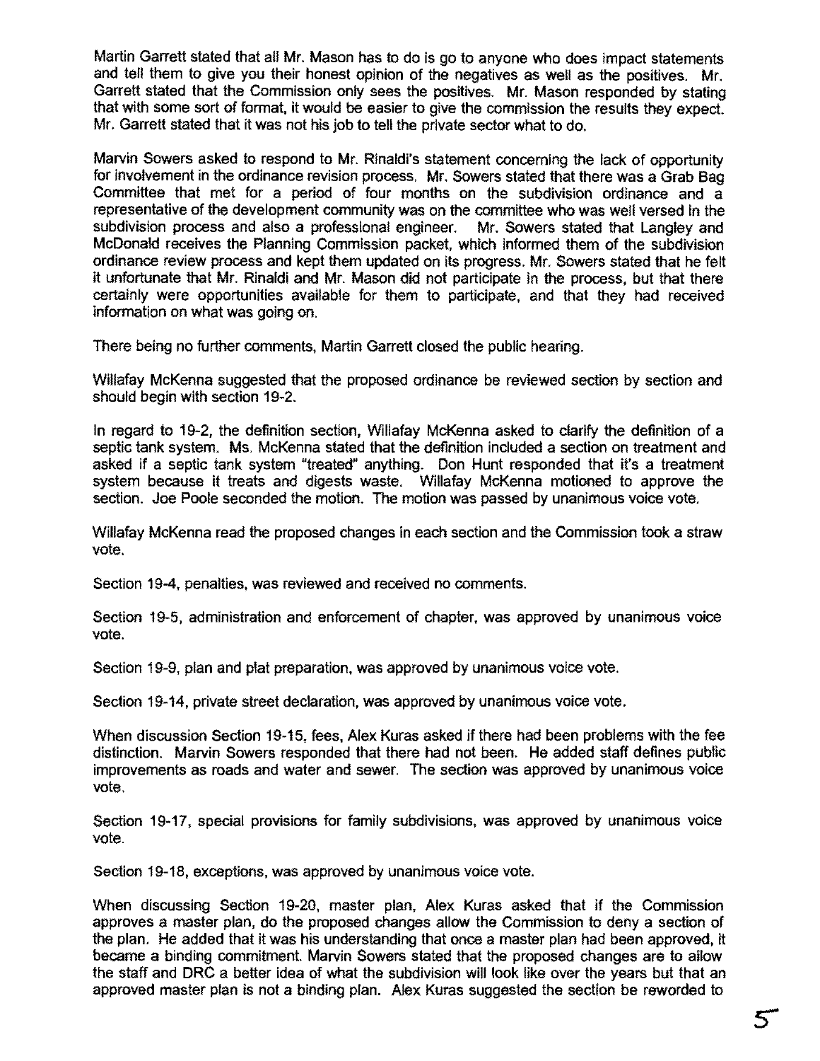Martin Garrett stated that all Mr. Mason has to do is go to anyone who does impact statements and tell them to give you their honest opinion of the negatives as well as the positives. Mr. Garrett stated that the Commission only sees the positives. Mr. Mason responded by stating that with some sort of format, it would be easier to give the commission the results they expect. Mr. Garrett stated that it was not his job to tell the private sector what to do.

Marvin Sowers asked to respond to Mr. Rinaldi's statement concerning the lack of opportunity for involvement in the ordinance revision process. Mr. Sowers stated that there was a Grab Bag Committee that met for a period of four months on the subdivision ordinance and a representative of the development community was on the committee who was well versed in the subdivision process and also a professional engineer. Mr. Sowers stated that Langley and McDonald receives the Planning Commission packet, which informed them of the subdivision ordinance review process and kept them updated on its progress. Mr. Sowers stated that he felt it unfortunate that Mr. Rinaldi and Mr. Mason did not participate in the process, but that there certainly were opportunities available for them to participate, and that they had received information on what was going on.

There being no further comments, Martin Garrett closed the public hearing.

Willafay McKenna suggested that the proposed ordinance be reviewed section by section and should begin with section 19-2.

In regard to 19-2, the definition section, Willafay McKenna asked to clarify the definition of a septic tank system. Ms. McKenna stated that the definition included a section on treatment and asked if a septic tank system "treated" anything. Don Hunt responded that it's a treatment system because it treats and digests waste. Willafay McKenna motioned to approve the section. Joe Poole seconded the motion. The motion was passed by unanimous voice vote.

Willafay McKenna read the proposed changes in each section and the Commission took a straw vote.

Section 19-4, penalties, was reviewed and received no comments.

Section 19-5, administration and enforcement of chapter, was approved by unanimous voice vote.

Section 19-9, plan and plat preparation, was approved by unanimous voice vote.

Section 19-14, private street declaration, was approved by unanimous voice vote.

When discussion Section 19-15, fees, Alex Kuras asked if there had been problems with the fee distinction. Marvin Sowers responded that there had not been. He added staff defines public improvements as roads and water and sewer. The section was approved by unanimous voice vote.

Section 19-17, special provisions for family subdivisions, was approved by unanimous voice vote.

Section 19-18, exceptions, was approved by unanimous voice vote.

When discussing Section 19-20, master plan, Alex Kuras asked that if the Commission approves a master plan, do the proposed changes allow the Commission to deny a section of the plan. He added that it was his understanding that once a master plan had been approved, it became a binding commitment. Marvin Sowers stated that the proposed changes are to allow the staff and DRC a better idea of what the subdivision will look like over the years but that an approved master plan is not a binding plan. Alex Kuras suggested the section be reworded to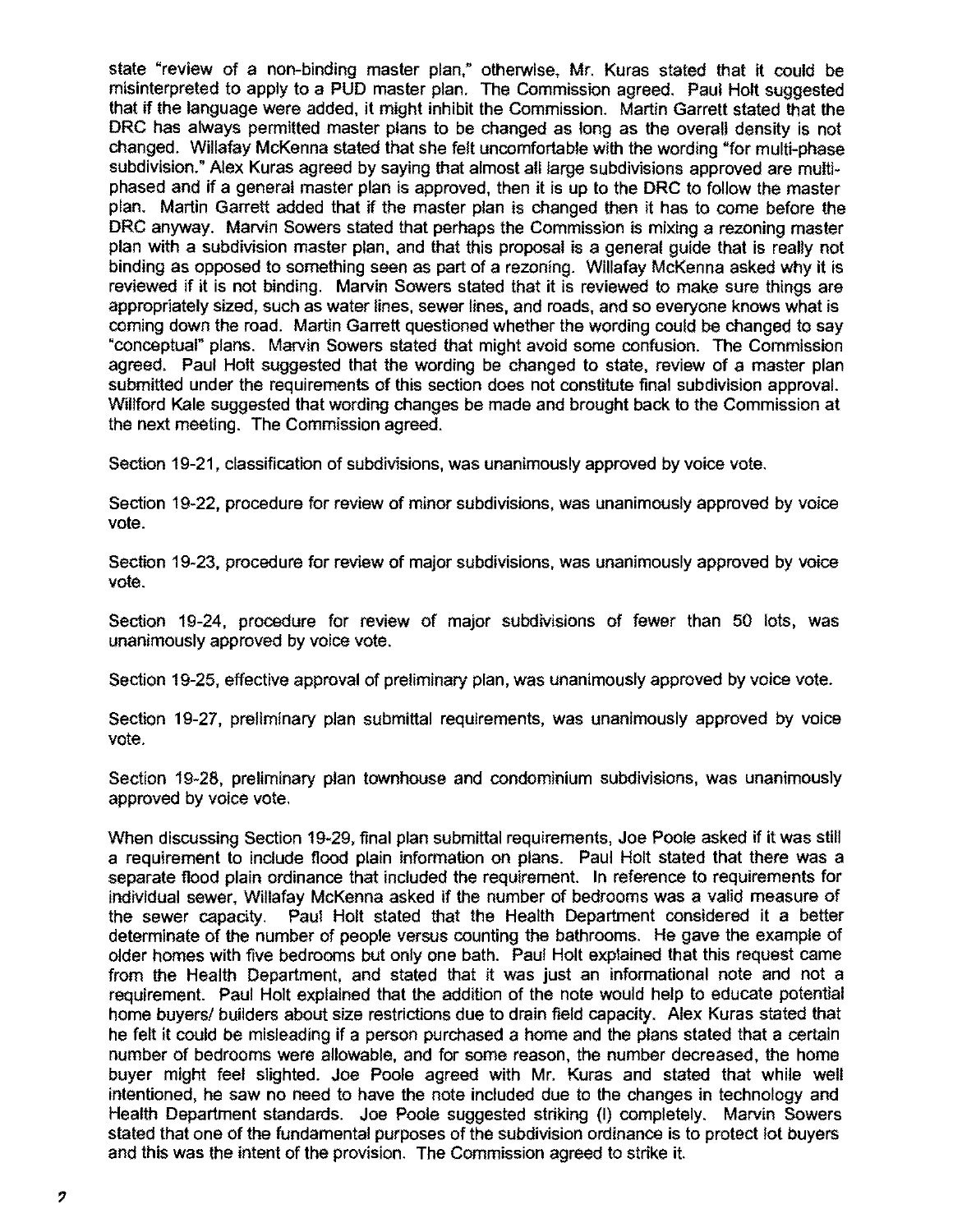state "review of a non-binding master plan," otherwise, Mr. Kuras stated that it could be misinterpreted to apply to a PUD master plan. The Commission agreed. Paul Holt suggested that if the language were added, it might inhibit the Commission. Martin Garrett stated that the DRC has always permitted master plans to be changed as long as the overall density is not changed. Willafay McKenna stated that she felt uncomfortable with the wording "for multi-phase subdivision." Alex Kuras agreed by saying that almost all large subdivisions approved are multi-phased and if a general master plan is approved, then it is up to the DRC to follow the master plan. Martin Garrett added that if the master plan is changed then it has to come before the DRC anyway. Marvin Sowers stated that perhaps the Commission is mixing a rezoning master plan with a subdivision master plan, and that this proposal is a general guide that is really not binding as opposed to something seen as part of a rezoning. Willafay McKenna asked why it is reviewed if it is not binding. Marvin Sowers stated that it is reviewed to make sure things are appropriately sized, such as water lines, sewer lines, and roads, and so everyone knows what is coming down the road. Martin Garrett questioned whether the wording could be changed to say "conceptual" plans. Marvin Sowers stated that might avoid some confusion. The Commission agreed. Paul Holt suggested that the wording be changed to state, review of a master plan submitted under the requirements of this section does not constitute final subdivision approval. Willford Kale suggested that wording changes be made and brought back to the Commission at the next meeting. The Commission agreed.

Section 19-21, classification of subdivisions, was unanimously approved by voice vote.

Section 19-22, procedure for review of minor subdivisions, was unanimously approved by voice vote.

Section 19-23, procedure for review of major subdivisions, was unanimously approved by voice vote.

Section 19-24, procedure for review of major subdivisions of fewer than 50 lots, was unanimously approved by voice vote.

Section 19-25, effective approval of preliminary plan, was unanimously approved by voice vote.

Section 19-27, preliminary plan submittal requirements, was unanimously approved by voice vote.

Section 19-28, preliminary plan townhouse and condominium subdivisions, was unanimously approved by voice vote.

When discussing Section 19-29, final plan submittal requirements, Joe Poole asked if it was still a requirement to include flood plain information on plans. Paul Holt stated that there was a separate flood plain ordinance that included the requirement. In reference to requirements for individual sewer, Willafay McKenna asked if the number of bedrooms was a valid measure of the sewer capacity. Paul Holt stated that the Health Department considered it a better determinate of the number of people versus counting the bathrooms. He gave the example of older homes with five bedrooms but only one bath. Paul Holt explained that this request came from the Health Department, and stated that it was just an informational note and not a requirement. Paul Holt explained that the addition of the note would help to educate potential home buyers/ builders about size restrictions due to drain field capacity. Alex Kuras stated that he felt it could be misleading if a person purchased a home and the plans stated that a certain number of bedrooms were allowable, and for some reason, the number decreased, the home buyer might feel slighted. Joe Poole agreed with Mr. Kuras and stated that while well intentioned, he saw no need to have the note included due to the changes in technology and Health Department standards. Joe Poole suggested striking (l) completely. Marvin Sowers stated that one of the fundamental purposes of the subdivision ordinance is to protect lot buyers and this was the intent of the provision. The Commission agreed to strike it.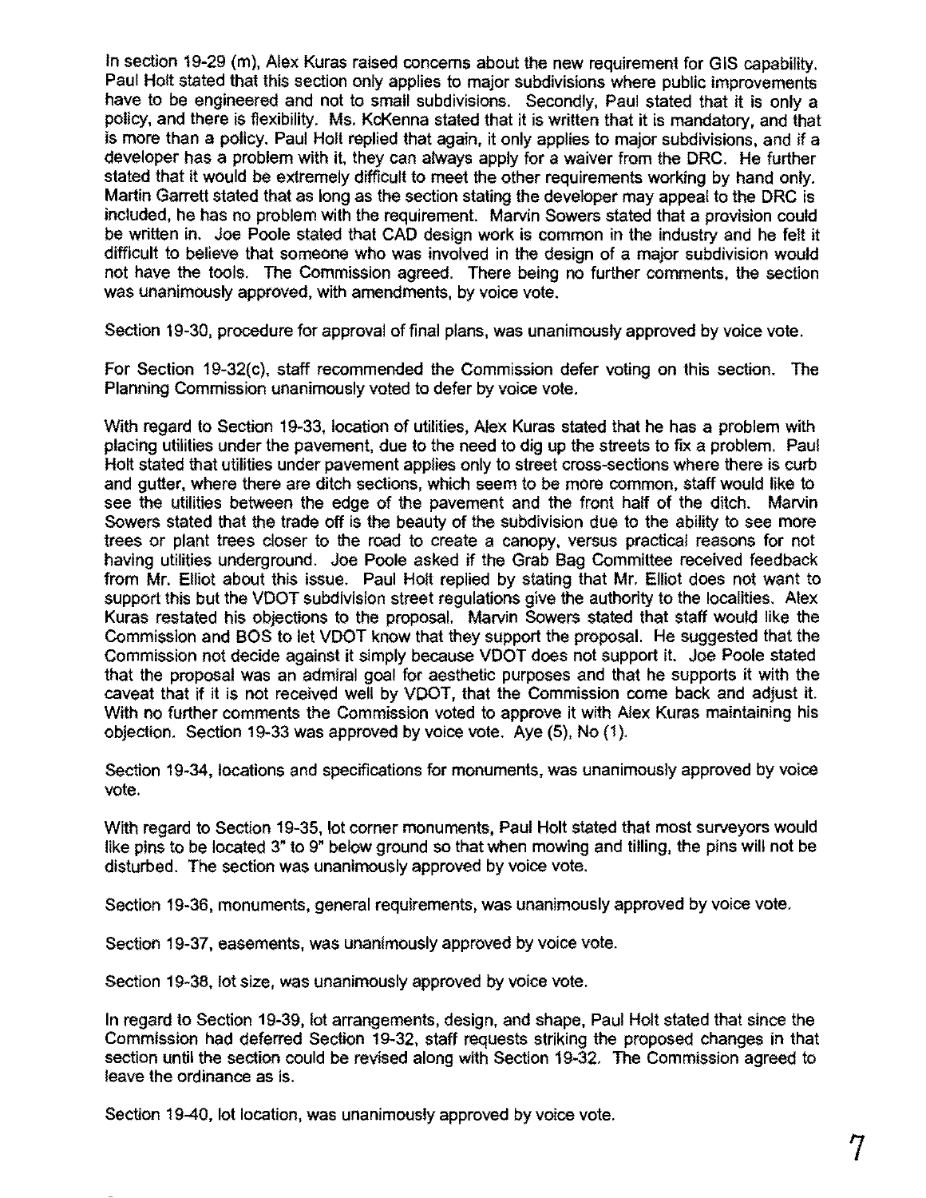In section 19-29 (m), Alex Kuras raised concerns about the new requirement for GIS capability. Paul Holt stated that this section only applies to major subdivisions where public improvements have to be engineered and not to small subdivisions. Secondly, Paul stated that it is only a policy, and there is flexibility. Ms. KcKenna stated that it is written that it is mandatory, and that is more than a policy. Paul Holt replied that again, it only applies to major subdivisions, and if a developer has a problem with it, they can always apply for a waiver from the DRC. He further stated that it would be extremely difficult to meet the other requirements working by hand only. Martin Garrett stated that as long as the section stating the developer may appeal to the DRC is included, he has no problem with the requirement. Marvin Sowers stated that a provision could be written in. Joe Poole stated that CAD design work is common in the industry and he felt it difficult to believe that someone who was involved in the design of a major subdivision would not have the tools. The Commission agreed. There being no further comments, the section was unanimously approved, with amendments, by voice vote.

Section 19-30, procedure for approval of final plans, was unanimously approved by voice vote.

For Section 19-32(c), staff recommended the Commission defer voting on this section. The Planning Commission unanimously voted to defer by voice vote.

With regard to Section 19-33, location of utilities, Alex Kuras stated that he has a problem with placing utilities under the pavement, due to the need to dig up the streets to fix a problem. Paul Holt stated that utilities under pavement applies only to street cross-sections where there is curb and gutter, where there are ditch sections, which seem to be more common, staff would like to see the utilities between the edge of the pavement and the front half of the ditch. Marvin Sowers stated that the trade off is the beauty of the subdivision due to the ability to see more trees or plant trees closer to the road to create a canopy, versus practical reasons for not having utilities underground. Joe Poole asked if the Grab Bag Committee received feedback from Mr. Elliot about this issue. Paul Holt replied by stating that Mr. Elliot does not want to support this but the VDOT subdivision street regulations give the authority to the localities. Alex Kuras restated his objections to the proposal. Marvin Sowers stated that staff would like the Commission and BOS to let VDOT know that they support the proposal. He suggested that the Commission not decide against it simply because VDOT does not support it. Joe Poole stated that the proposal was an admiral goal for aesthetic purposes and that he supports it with the caveat that if it is not received well by VDOT, that the Commission come back and adjust it. With no further comments the Commission voted to approve it with Alex Kuras maintaining his objection. Section 19-33 was approved by voice vote. Aye (5), No (1).

Section 19-34, locations and specifications for monuments, was unanimously approved by voice vote.

With regard to Section 19-35, lot corner monuments, Paul Holt stated that most surveyors would like pins to be located 3" to 9" below ground so that when mowing and tilling, the pins will not be disturbed. The section was unanimously approved by voice vote.

Section 19-36, monuments, general requirements, was unanimously approved by voice vote.

Section 19-37, easements, was unanimously approved by voice vote.

Section 19-38, lot size, was unanimously approved by voice vote.

In regard to Section 19-39, lot arrangements, design, and shape, Paul Holt stated that since the Commission had deferred Section 19-32, staff requests striking the proposed changes in that section until the section could be revised along with Section 19-32. The Commission agreed to leave the ordinance as is.

Section 19-40, lot location, was unanimously approved by voice vote.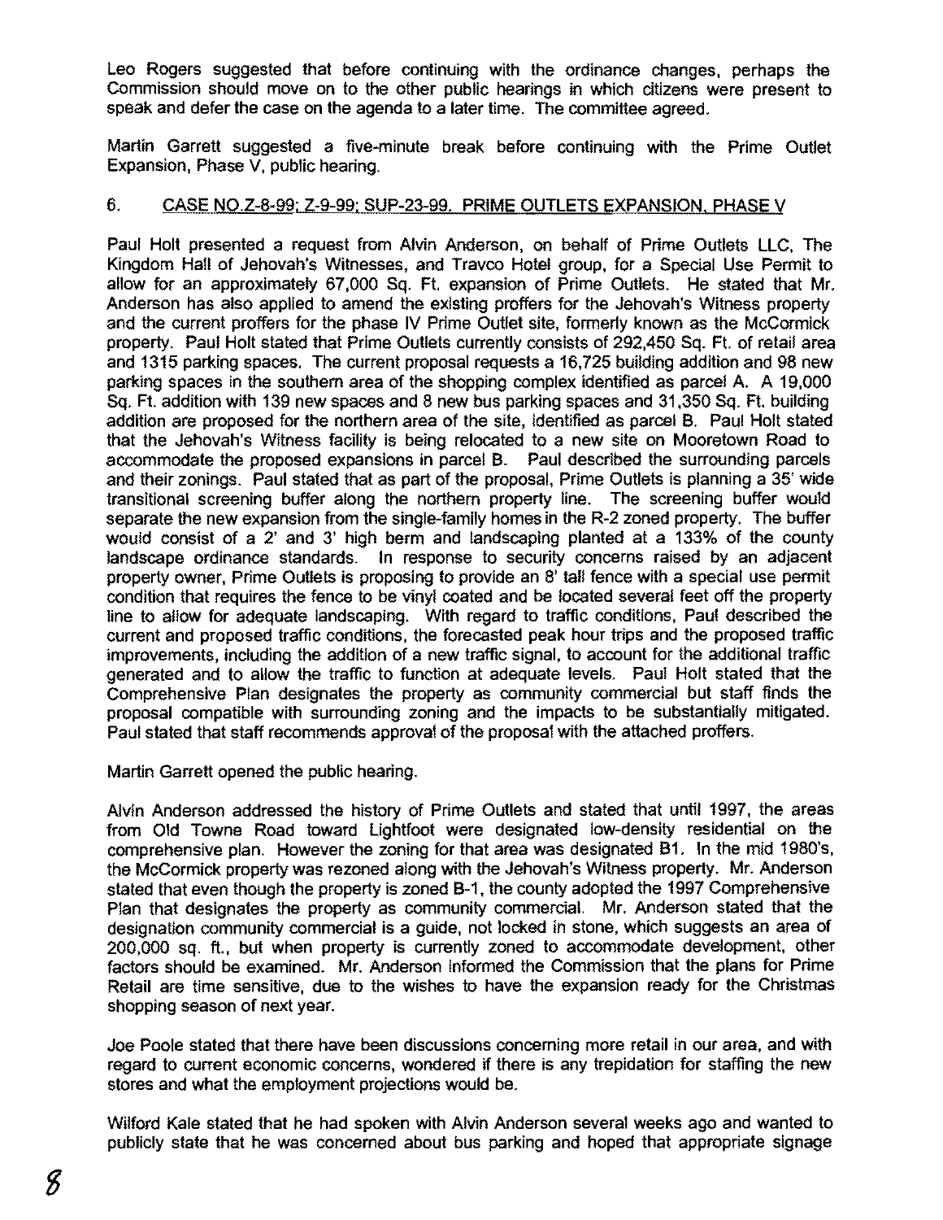Leo Rogers suggested that before continuing with the ordinance changes, perhaps the Commission should move on to the other public hearings in which citizens were present to speak and defer the case on the agenda to a later time. The committee agreed.

Martin Garrett suggested a five-minute break before continuing with the Prime Outlet Expansion, Phase V, public hearing.

## 6. CASE NO.Z-8-99; Z-9-99; SUP-23-99. PRIME OUTLETS EXPANSION, PHASE V

Paul Holt presented a request from Alvin Anderson, on behalf of Prime Outlets LLC, The Kingdom Hall of Jehovah's Witnesses, and Travco Hotel group, for a Special Use Permit to allow for an approximately 67,000 Sq. Ft. expansion of Prime Outlets. He stated that Mr. Anderson has also applied to amend the existing proffers for the Jehovah's Witness property and the current proffers for the phase IV Prime Outlet site, formerly known as the McCormick property. Paul Holt stated that Prime Outlets currently consists of 292,450 Sq. Ft. of retail area and 1315 parking spaces. The current proposal requests a 16,725 building addition and 98 new parking spaces in the southern area of the shopping complex identified as parcel A. A 19,000 Sq. Ft. addition with 139 new spaces and 8 new bus parking spaces and 31,350 Sq. Ft. building addition are proposed for the northern area of the site, identified as parcel B. Paul Holt stated that the Jehovah's Witness facility is being relocated to a new site on Mooretown Road to accommodate the proposed expansions in parcel B. Paul described the surrounding parcels and their zonings. Paul stated that as part of the proposal, Prime Outlets is planning a 35' wide transitional screening buffer along the northern property line. The screening buffer would separate the new expansion from the single-family homes in the R-2 zoned property. The buffer would consist of a 2' and 3' high berm and landscaping planted at a 133% of the county landscape ordinance standards. In response to security concerns raised by an adjacent property owner, Prime Outlets is proposing to provide an 8' tall fence with a special use permit condition that requires the fence to be vinyl coated and be located several feet off the property line to allow for adequate landscaping. With regard to traffic conditions, Paul described the current and proposed traffic conditions, the forecasted peak hour trips and the proposed traffic improvements, including the addition of a new traffic signal, to account for the additional traffic generated and to allow the traffic to function at adequate levels. Paul Holt stated that the Comprehensive Plan designates the property as community commercial but staff finds the proposal compatible with surrounding zoning and the impacts to be substantially mitigated. Paul stated that staff recommends approval of the proposal with the attached proffers.

Martin Garrett opened the public hearing.

Alvin Anderson addressed the history of Prime Outlets and stated that until 1997, the areas from Old Towne Road toward Lightfoot were designated low-density residential on the comprehensive plan. However the zoning for that area was designated B1. In the mid 1980's, the McCormick property was rezoned along with the Jehovah's Witness property. Mr. Anderson stated that even though the property is zoned B-1, the county adopted the 1997 Comprehensive Plan that designates the property as community commercial. Mr. Anderson stated that the designation community commercial is a guide, not locked in stone, which suggests an area of 200,000 sq. ft., but when property is currently zoned to accommodate development, other factors should be examined. Mr. Anderson informed the Commission that the plans for Prime Retail are time sensitive, due to the wishes to have the expansion ready for the Christmas shopping season of next year.

Joe Poole stated that there have been discussions concerning more retail in our area, and with regard to current economic concerns, wondered if there is any trepidation for staffing the new stores and what the employment projections would be.

Wilford Kale stated that he had spoken with Alvin Anderson several weeks ago and wanted to publicly state that he was concerned about bus parking and hoped that appropriate signage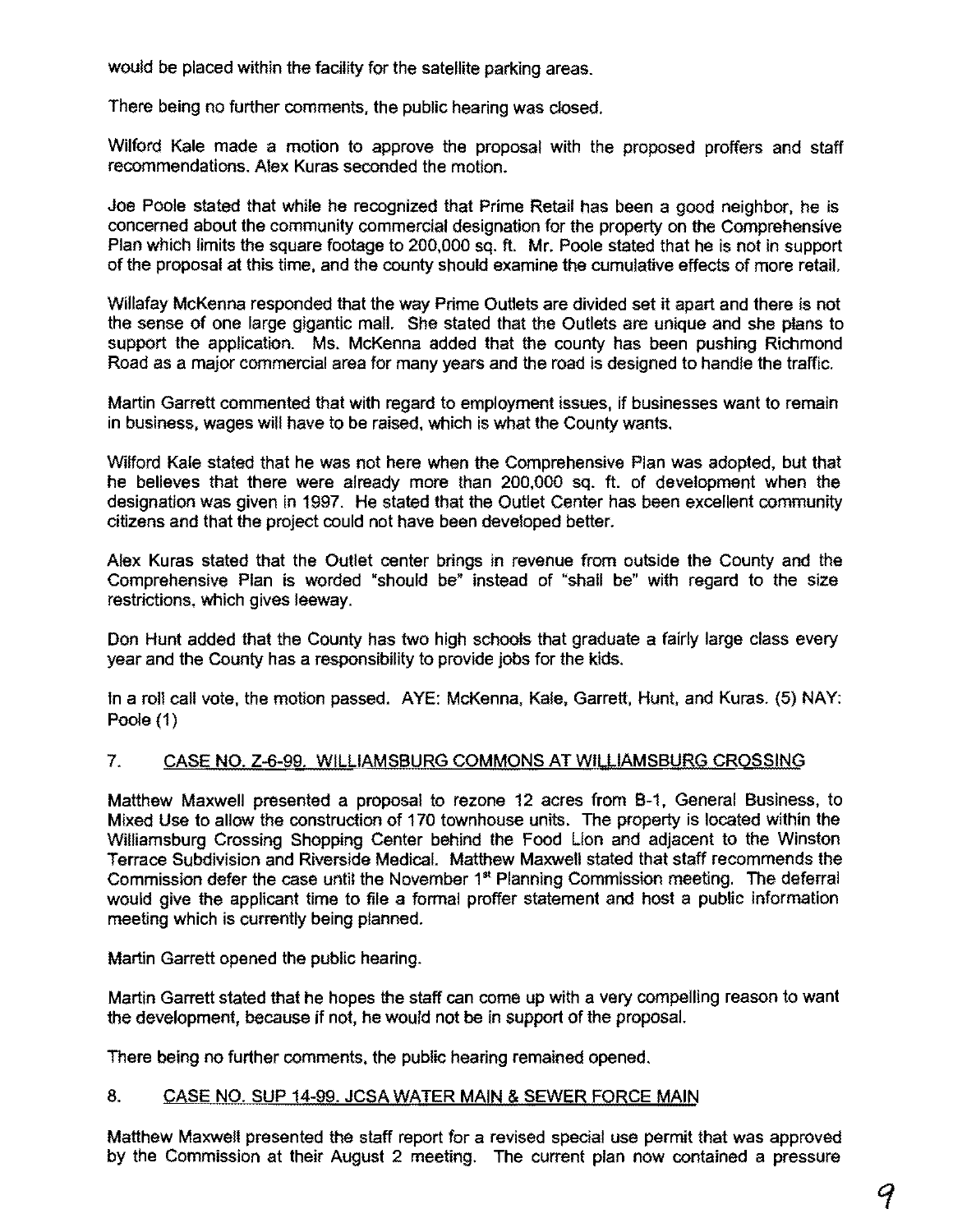would be placed within the facility for the satellite parking areas.

There being no further comments, the public hearing was closed.

Wilford Kale made a motion to approve the proposal with the proposed proffers and staff recommendations. Alex Kuras seconded the motion.

Joe Poole stated that while he recognized that Prime Retail has been a good neighbor, he is concerned about the community commercial designation for the property on the Comprehensive Plan which limits the square footage to 200,000 sq. ft. Mr. Poole stated that he is not in support of the proposal at this time, and the county should examine the cumulative effects of more retail.

Willafay McKenna responded that the way Prime Outlets are divided set it apart and there is not the sense of one large gigantic mall. She stated that the Outlets are unique and she plans to support the application. Ms. McKenna added that the county has been pushing Richmond Road as a major commercial area for many years and the road is designed to handle the traffic.

Martin Garrett commented that with regard to employment issues, if businesses want to remain in business, wages will have to be raised, which is what the County wants.

Wilford Kale stated that he was not here when the Comprehensive Plan was adopted, but that he believes that there were already more than 200,000 sq. ft. of development when the designation was given in 1997. He stated that the Outlet Center has been excellent community citizens and that the project could not have been developed better.

Alex Kuras stated that the Outlet center brings in revenue from outside the County and the Comprehensive Plan is worded "should be" instead of "shall be" with regard to the size restrictions, which gives leeway.

Don Hunt added that the County has two high schools that graduate a fairly large class every year and the County has a responsibility to provide jobs for the kids.

In a roll call vote, the motion passed. AYE: McKenna, Kale, Garrett, Hunt, and Kuras. (5) NAY: Poole (1)

7. CASE NO. Z-6-99. WILLIAMSBURG COMMONS AT WILLIAMSBURG CROSSING

Matthew Maxwell presented a proposal to rezone 12 acres from B-1, General Business, to Mixed Use to allow the construction of 170 townhouse units. The property is located within the Williamsburg Crossing Shopping Center behind the Food Lion and adjacent to the Winston Terrace Subdivision and Riverside Medical. Matthew Maxwell stated that staff recommends the Commission defer the case until the November 1st Planning Commission meeting. The deferral would give the applicant time to file a formal proffer statement and host a public information meeting which is currently being planned.

Martin Garrett opened the public hearing.

Martin Garrett stated that he hopes the staff can come up with a very compelling reason to want the development, because if not, he would not be in support of the proposal.

There being no further comments, the public hearing remained opened.

8. CASE NO. SUP 14-99. JCSA WATER MAIN & SEWER FORCE MAIN

Matthew Maxwell presented the staff report for a revised special use permit that was approved by the Commission at their August 2 meeting. The current plan now contained a pressure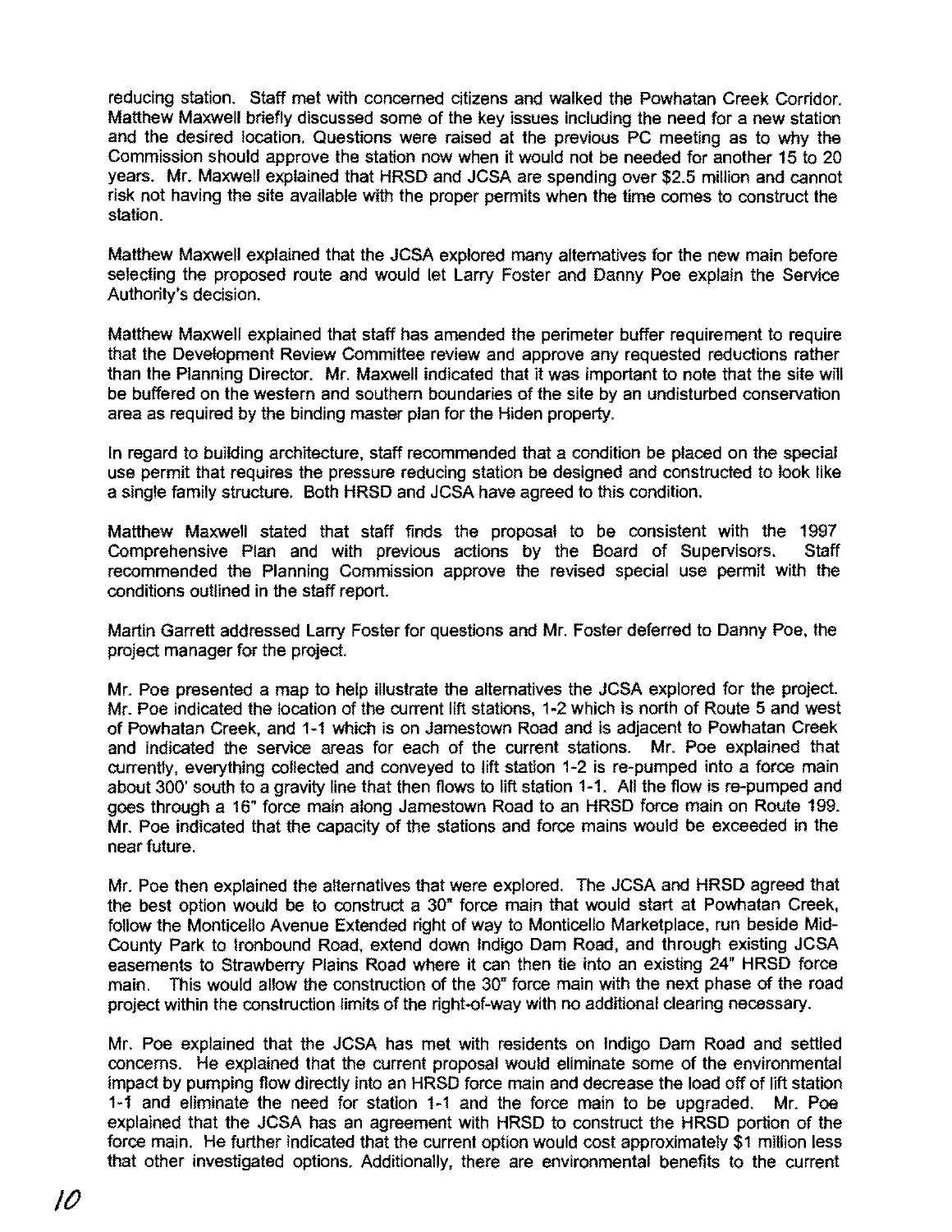reducing station. Staff met with concerned citizens and walked the Powhatan Creek Corridor. Matthew Maxwell briefly discussed some of the key issues including the need for a new station and the desired location. Questions were raised at the previous PC meeting as to why the Commission should approve the station now when it would not be needed for another 15 to 20 years. Mr. Maxwell explained that HRSD and JCSA are spending over $2.5 million and cannot risk not having the site available with the proper permits when the time comes to construct the station.

Matthew Maxwell explained that the JCSA explored many alternatives for the new main before selecting the proposed route and would let Larry Foster and Danny Poe explain the Service Authority's decision.

Matthew Maxwell explained that staff has amended the perimeter buffer requirement to require that the Development Review Committee review and approve any requested reductions rather than the Planning Director. Mr. Maxwell indicated that it was important to note that the site will be buffered on the western and southern boundaries of the site by an undisturbed conservation area as required by the binding master plan for the Hiden property.

In regard to building architecture, staff recommended that a condition be placed on the special use permit that requires the pressure reducing station be designed and constructed to look like a single family structure. Both HRSD and JCSA have agreed to this condition.

Matthew Maxwell stated that staff finds the proposal to be consistent with the 1997 Comprehensive Plan and with previous actions by the Board of Supervisors. Staff recommended the Planning Commission approve the revised special use permit with the conditions outlined in the staff report.

Martin Garrett addressed Larry Foster for questions and Mr. Foster deferred to Danny Poe, the project manager for the project.

Mr. Poe presented a map to help illustrate the alternatives the JCSA explored for the project. Mr. Poe indicated the location of the current lift stations, 1-2 which is north of Route 5 and west of Powhatan Creek, and 1-1 which is on Jamestown Road and is adjacent to Powhatan Creek and indicated the service areas for each of the current stations. Mr. Poe explained that currently, everything collected and conveyed to lift station 1-2 is re-pumped into a force main about 300' south to a gravity line that then flows to lift station 1-1. All the flow is re-pumped and goes through a 16" force main along Jamestown Road to an HRSD force main on Route 199. Mr. Poe indicated that the capacity of the stations and force mains would be exceeded in the near future.

Mr. Poe then explained the alternatives that were explored. The JCSA and HRSD agreed that the best option would be to construct a 30" force main that would start at Powhatan Creek, follow the Monticello Avenue Extended right of way to Monticello Marketplace, run beside Mid-County Park to Ironbound Road, extend down Indigo Dam Road, and through existing JCSA easements to Strawberry Plains Road where it can then tie into an existing 24" HRSD force main. This would allow the construction of the 30" force main with the next phase of the road project within the construction limits of the right-of-way with no additional clearing necessary.

Mr. Poe explained that the JCSA has met with residents on Indigo Dam Road and settled concerns. He explained that the current proposal would eliminate some of the environmental impact by pumping flow directly into an HRSD force main and decrease the load off of lift station 1-1 and eliminate the need for station 1-1 and the force main to be upgraded. Mr. Poe explained that the JCSA has an agreement with HRSD to construct the HRSD portion of the force main. He further indicated that the current option would cost approximately $1 million less that other investigated options. Additionally, there are environmental benefits to the current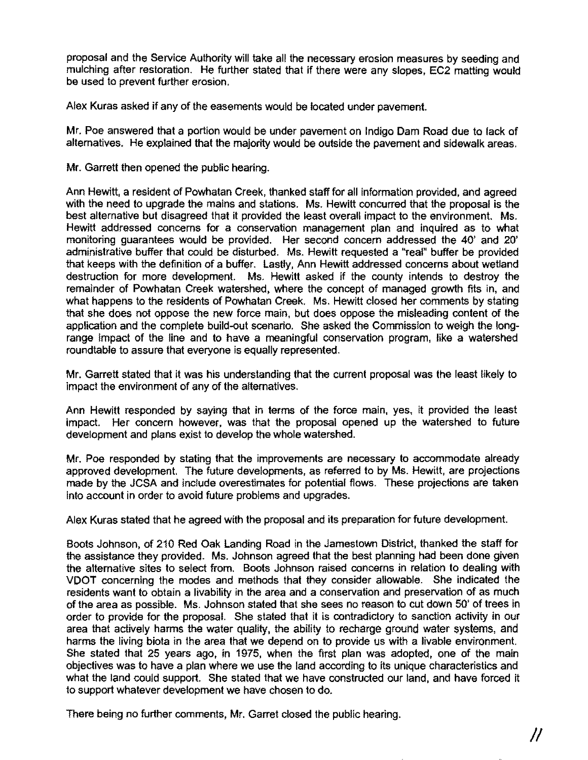proposal and the Service Authority will take all the necessary erosion measures by seeding and mulching after restoration. He further stated that if there were any slopes, EC2 matting would be used to prevent further erosion.

Alex Kuras asked if any of the easements would be located under pavement.

Mr. Poe answered that a portion would be under pavement on Indigo Dam Road due to lack of alternatives. He explained that the majority would be outside the pavement and sidewalk areas.

Mr. Garrett then opened the public hearing.

Ann Hewitt, a resident of Powhatan Creek, thanked staff for all information provided, and agreed with the need to upgrade the mains and stations. Ms. Hewitt concurred that the proposal is the best alternative but disagreed that it provided the least overall impact to the environment. Ms. Hewitt addressed concerns for a conservation management plan and inquired as to what monitoring guarantees would be provided. Her second concern addressed the 40' and 20' administrative buffer that could be disturbed. Ms. Hewitt requested a "real" buffer be provided that keeps with the definition of a buffer. Lastly, Ann Hewitt addressed concerns about wetland destruction for more development. Ms. Hewitt asked if the county intends to destroy the remainder of Powhatan Creek watershed, where the concept of managed growth fits in, and what happens to the residents of Powhatan Creek. Ms. Hewitt closed her comments by stating that she does not oppose the new force main, but does oppose the misleading content of the application and the complete build-out scenario. She asked the Commission to weigh the long-range impact of the line and to have a meaningful conservation program, like a watershed roundtable to assure that everyone is equally represented.

Mr. Garrett stated that it was his understanding that the current proposal was the least likely to impact the environment of any of the alternatives.

Ann Hewitt responded by saying that in terms of the force main, yes, it provided the least impact. Her concern however, was that the proposal opened up the watershed to future development and plans exist to develop the whole watershed.

Mr. Poe responded by stating that the improvements are necessary to accommodate already approved development. The future developments, as referred to by Ms. Hewitt, are projections made by the JCSA and include overestimates for potential flows. These projections are taken into account in order to avoid future problems and upgrades.

Alex Kuras stated that he agreed with the proposal and its preparation for future development.

Boots Johnson, of 210 Red Oak Landing Road in the Jamestown District, thanked the staff for the assistance they provided. Ms. Johnson agreed that the best planning had been done given the alternative sites to select from. Boots Johnson raised concerns in relation to dealing with VDOT concerning the modes and methods that they consider allowable. She indicated the residents want to obtain a livability in the area and a conservation and preservation of as much of the area as possible. Ms. Johnson stated that she sees no reason to cut down 50' of trees in order to provide for the proposal. She stated that it is contradictory to sanction activity in our area that actively harms the water quality, the ability to recharge ground water systems, and harms the living biota in the area that we depend on to provide us with a livable environment. She stated that 25 years ago, in 1975, when the first plan was adopted, one of the main objectives was to have a plan where we use the land according to its unique characteristics and what the land could support. She stated that we have constructed our land, and have forced it to support whatever development we have chosen to do.

There being no further comments, Mr. Garret closed the public hearing.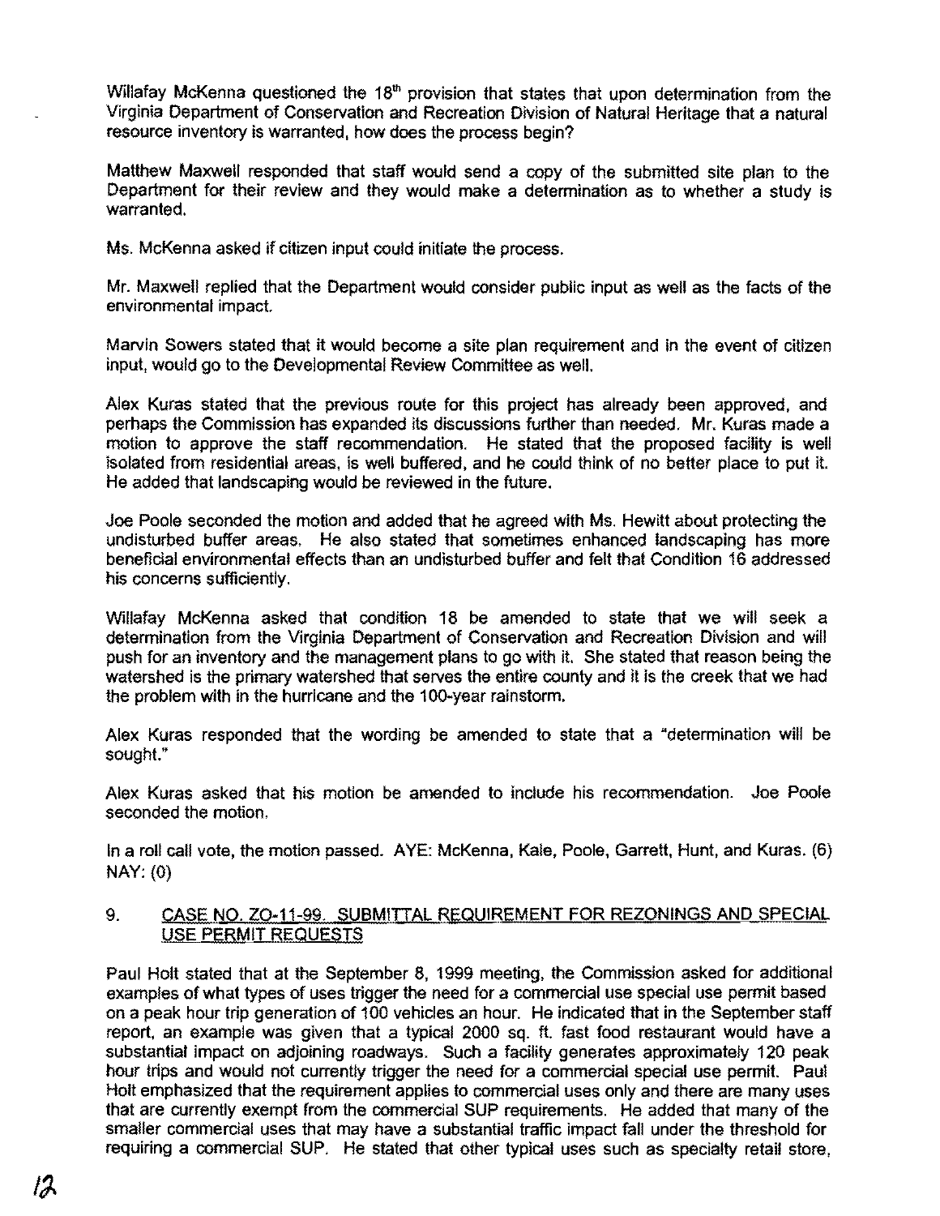Willafay McKenna questioned the 18th provision that states that upon determination from the Virginia Department of Conservation and Recreation Division of Natural Heritage that a natural resource inventory is warranted, how does the process begin?

Matthew Maxwell responded that staff would send a copy of the submitted site plan to the Department for their review and they would make a determination as to whether a study is warranted.

Ms. McKenna asked if citizen input could initiate the process.

Mr. Maxwell replied that the Department would consider public input as well as the facts of the environmental impact.

Marvin Sowers stated that it would become a site plan requirement and in the event of citizen input, would go to the Developmental Review Committee as well.

Alex Kuras stated that the previous route for this project has already been approved, and perhaps the Commission has expanded its discussions further than needed. Mr. Kuras made a motion to approve the staff recommendation. He stated that the proposed facility is well isolated from residential areas, is well buffered, and he could think of no better place to put it. He added that landscaping would be reviewed in the future.

Joe Poole seconded the motion and added that he agreed with Ms. Hewitt about protecting the undisturbed buffer areas. He also stated that sometimes enhanced landscaping has more beneficial environmental effects than an undisturbed buffer and felt that Condition 16 addressed his concerns sufficiently.

Willafay McKenna asked that condition 18 be amended to state that we will seek a determination from the Virginia Department of Conservation and Recreation Division and will push for an inventory and the management plans to go with it. She stated that reason being the watershed is the primary watershed that serves the entire county and it is the creek that we had the problem with in the hurricane and the 100-year rainstorm.

Alex Kuras responded that the wording be amended to state that a "determination will be sought."

Alex Kuras asked that his motion be amended to include his recommendation. Joe Poole seconded the motion.

In a roll call vote, the motion passed. AYE: McKenna, Kale, Poole, Garrett, Hunt, and Kuras. (6) NAY: (0)

## 9. CASE NO. ZO-11-99. SUBMITTAL REQUIREMENT FOR REZONINGS AND SPECIAL USE PERMIT REQUESTS

Paul Holt stated that at the September 8, 1999 meeting, the Commission asked for additional examples of what types of uses trigger the need for a commercial use special use permit based on a peak hour trip generation of 100 vehicles an hour. He indicated that in the September staff report, an example was given that a typical 2000 sq. ft. fast food restaurant would have a substantial impact on adjoining roadways. Such a facility generates approximately 120 peak hour trips and would not currently trigger the need for a commercial special use permit. Paul Holt emphasized that the requirement applies to commercial uses only and there are many uses that are currently exempt from the commercial SUP requirements. He added that many of the smaller commercial uses that may have a substantial traffic impact fall under the threshold for requiring a commercial SUP. He stated that other typical uses such as specialty retail store,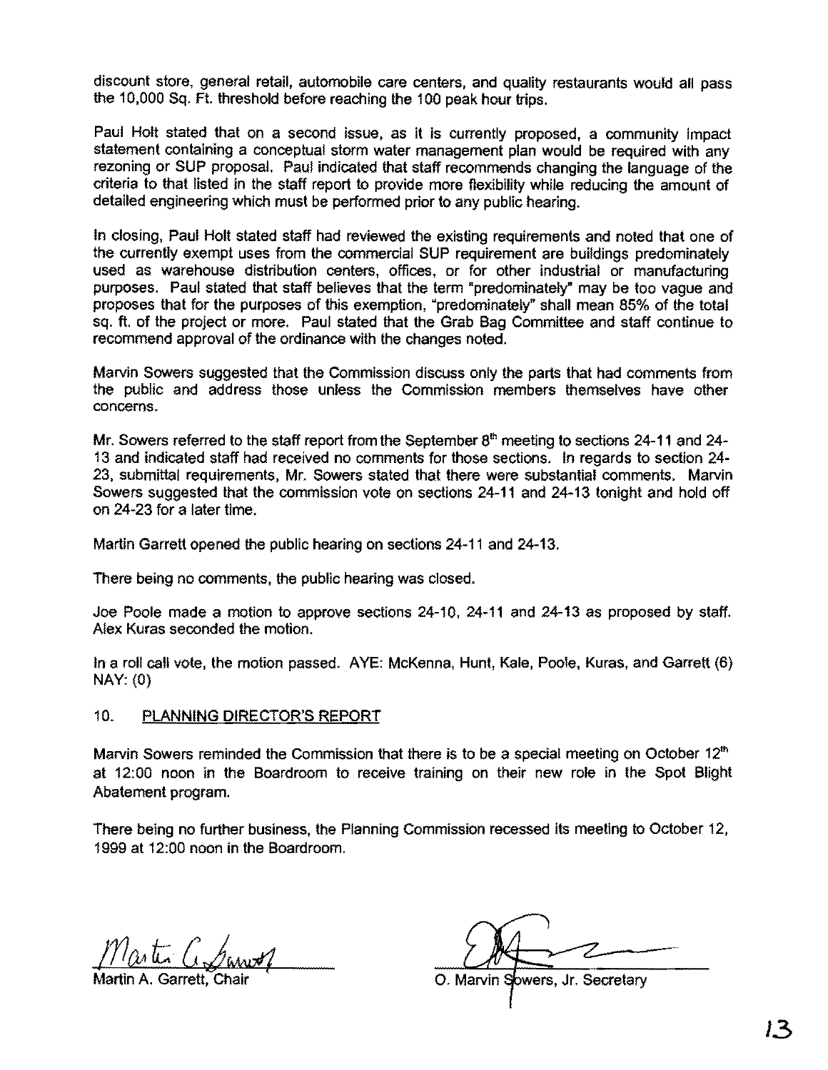discount store, general retail, automobile care centers, and quality restaurants would all pass the 10,000 Sq. Ft. threshold before reaching the 100 peak hour trips.

Paul Holt stated that on a second issue, as it is currently proposed, a community impact statement containing a conceptual storm water management plan would be required with any rezoning or SUP proposal. Paul indicated that staff recommends changing the language of the criteria to that listed in the staff report to provide more flexibility while reducing the amount of detailed engineering which must be performed prior to any public hearing.

In closing, Paul Holt stated staff had reviewed the existing requirements and noted that one of the currently exempt uses from the commercial SUP requirement are buildings predominately used as warehouse distribution centers, offices, or for other industrial or manufacturing purposes. Paul stated that staff believes that the term "predominately" may be too vague and proposes that for the purposes of this exemption, "predominately" shall mean 85% of the total sq. ft. of the project or more. Paul stated that the Grab Bag Committee and staff continue to recommend approval of the ordinance with the changes noted.

Marvin Sowers suggested that the Commission discuss only the parts that had comments from the public and address those unless the Commission members themselves have other concerns.

Mr. Sowers referred to the staff report from the September 8th meeting to sections 24-11 and 24-13 and indicated staff had received no comments for those sections. In regards to section 24-23, submittal requirements, Mr. Sowers stated that there were substantial comments. Marvin Sowers suggested that the commission vote on sections 24-11 and 24-13 tonight and hold off on 24-23 for a later time.

Martin Garrett opened the public hearing on sections 24-11 and 24-13.

There being no comments, the public hearing was closed.

Joe Poole made a motion to approve sections 24-10, 24-11 and 24-13 as proposed by staff. Alex Kuras seconded the motion.

In a roll call vote, the motion passed. AYE: McKenna, Hunt, Kale, Poole, Kuras, and Garrett (6) NAY: (0)

## 10. PLANNING DIRECTOR'S REPORT

Marvin Sowers reminded the Commission that there is to be a special meeting on October 12th at 12:00 noon in the Boardroom to receive training on their new role in the Spot Blight Abatement program.

There being no further business, the Planning Commission recessed its meeting to October 12, 1999 at 12:00 noon in the Boardroom.

Martin A. Garrett, Chair

O. Marvin Sowers, Jr. Secretary